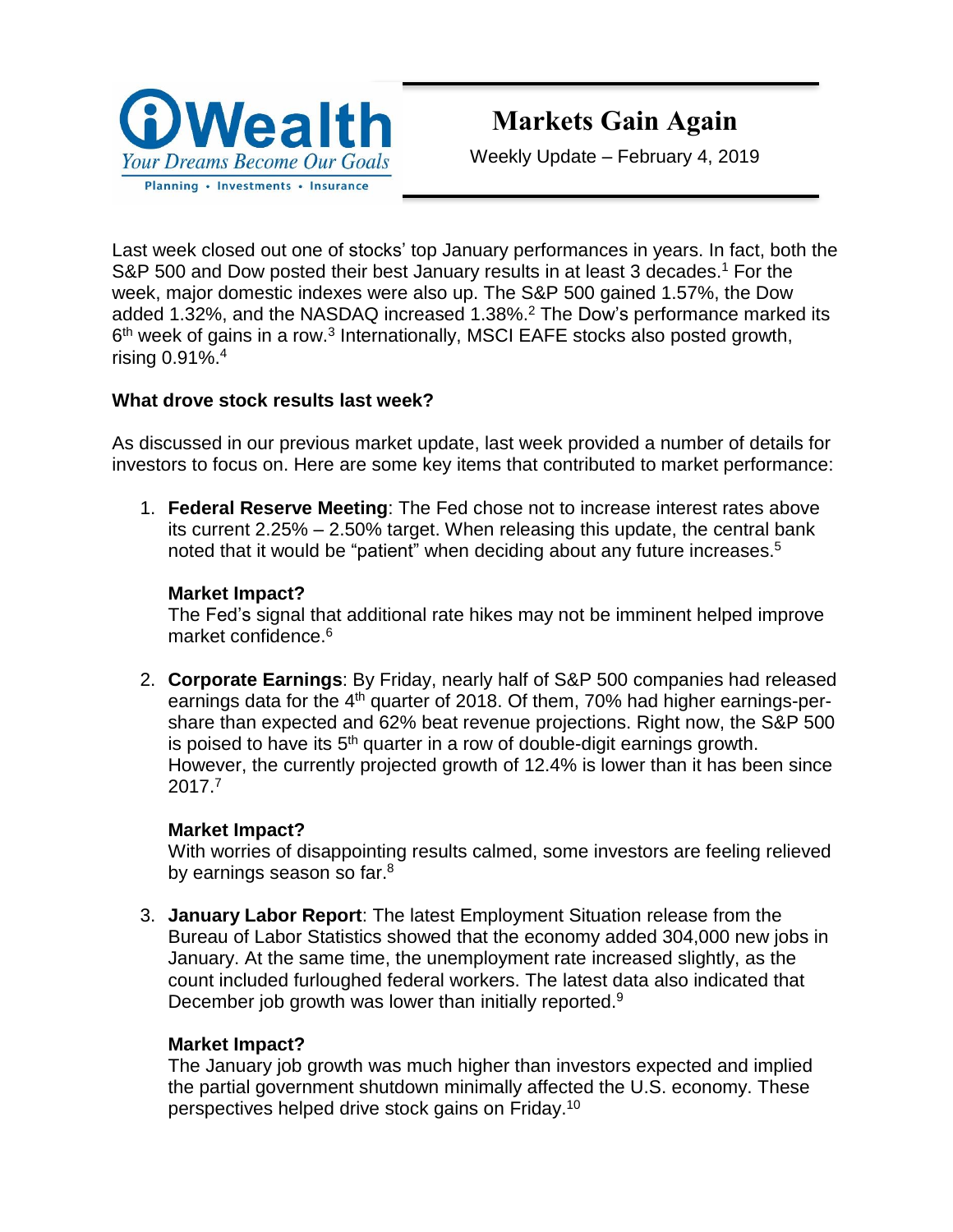iWealth
*Your Dreams Become Our Goals*
Planning • Investments • Insurance

# Markets Gain Again

Weekly Update – February 4, 2019

Last week closed out one of stocks' top January performances in years. In fact, both the S&P 500 and Dow posted their best January results in at least 3 decades.[1] For the week, major domestic indexes were also up. The S&P 500 gained 1.57%, the Dow added 1.32%, and the NASDAQ increased 1.38%.[2] The Dow's performance marked its 6th week of gains in a row.[3] Internationally, MSCI EAFE stocks also posted growth, rising 0.91%.[4]

**What drove stock results last week?**

As discussed in our previous market update, last week provided a number of details for investors to focus on. Here are some key items that contributed to market performance:

1. **Federal Reserve Meeting**: The Fed chose not to increase interest rates above its current 2.25% – 2.50% target. When releasing this update, the central bank noted that it would be "patient" when deciding about any future increases.[5]

   **Market Impact?**
   The Fed's signal that additional rate hikes may not be imminent helped improve market confidence.[6]

2. **Corporate Earnings**: By Friday, nearly half of S&P 500 companies had released earnings data for the 4th quarter of 2018. Of them, 70% had higher earnings-per-share than expected and 62% beat revenue projections. Right now, the S&P 500 is poised to have its 5th quarter in a row of double-digit earnings growth. However, the currently projected growth of 12.4% is lower than it has been since 2017.[7]

   **Market Impact?**
   With worries of disappointing results calmed, some investors are feeling relieved by earnings season so far.[8]

3. **January Labor Report**: The latest Employment Situation release from the Bureau of Labor Statistics showed that the economy added 304,000 new jobs in January. At the same time, the unemployment rate increased slightly, as the count included furloughed federal workers. The latest data also indicated that December job growth was lower than initially reported.[9]

   **Market Impact?**
   The January job growth was much higher than investors expected and implied the partial government shutdown minimally affected the U.S. economy. These perspectives helped drive stock gains on Friday.[10]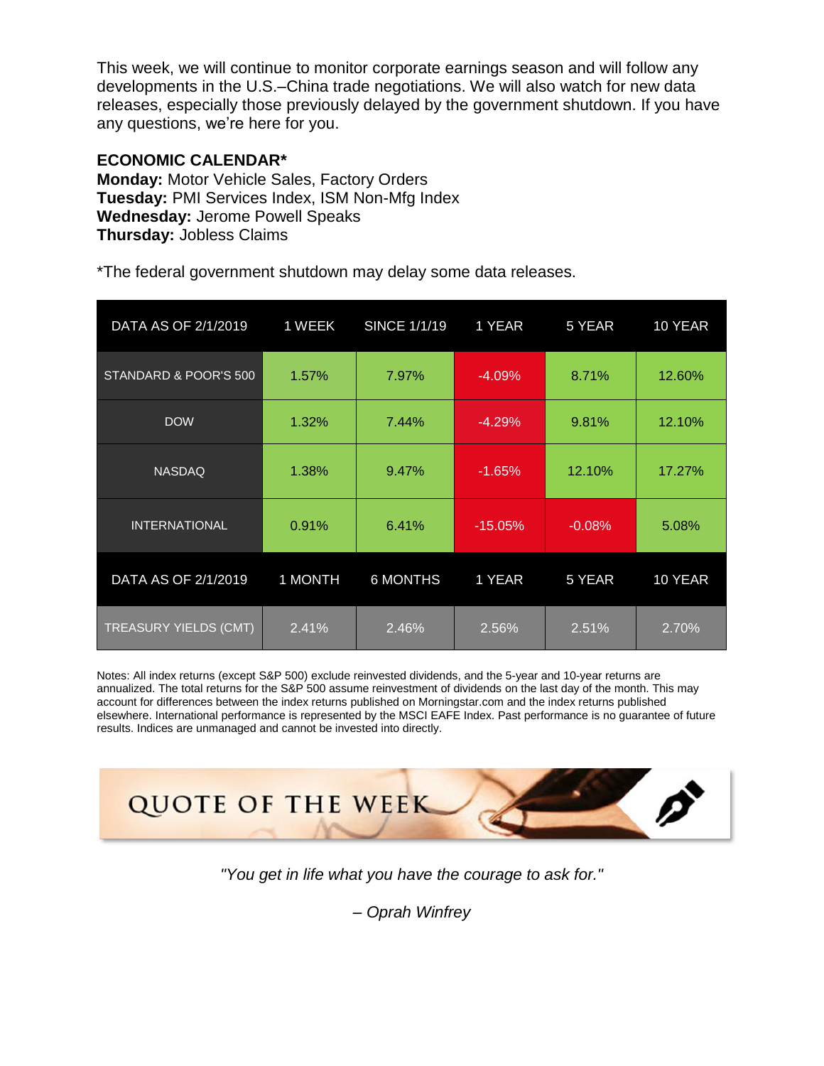This week, we will continue to monitor corporate earnings season and will follow any developments in the U.S.–China trade negotiations. We will also watch for new data releases, especially those previously delayed by the government shutdown. If you have any questions, we're here for you.

**ECONOMIC CALENDAR***

**Monday:** Motor Vehicle Sales, Factory Orders
**Tuesday:** PMI Services Index, ISM Non-Mfg Index
**Wednesday:** Jerome Powell Speaks
**Thursday:** Jobless Claims

*The federal government shutdown may delay some data releases.

| DATA AS OF 2/1/2019 | 1 WEEK | SINCE 1/1/19 | 1 YEAR | 5 YEAR | 10 YEAR |
|---|---|---|---|---|---|
| STANDARD & POOR'S 500 | 1.57% | 7.97% | -4.09% | 8.71% | 12.60% |
| DOW | 1.32% | 7.44% | -4.29% | 9.81% | 12.10% |
| NASDAQ | 1.38% | 9.47% | -1.65% | 12.10% | 17.27% |
| INTERNATIONAL | 0.91% | 6.41% | -15.05% | -0.08% | 5.08% |
| **DATA AS OF 2/1/2019** | **1 MONTH** | **6 MONTHS** | **1 YEAR** | **5 YEAR** | **10 YEAR** |
| TREASURY YIELDS (CMT) | 2.41% | 2.46% | 2.56% | 2.51% | 2.70% |

Notes: All index returns (except S&P 500) exclude reinvested dividends, and the 5-year and 10-year returns are annualized. The total returns for the S&P 500 assume reinvestment of dividends on the last day of the month. This may account for differences between the index returns published on Morningstar.com and the index returns published elsewhere. International performance is represented by the MSCI EAFE Index. Past performance is no guarantee of future results. Indices are unmanaged and cannot be invested into directly.

## QUOTE OF THE WEEK

*"You get in life what you have the courage to ask for."*

*– Oprah Winfrey*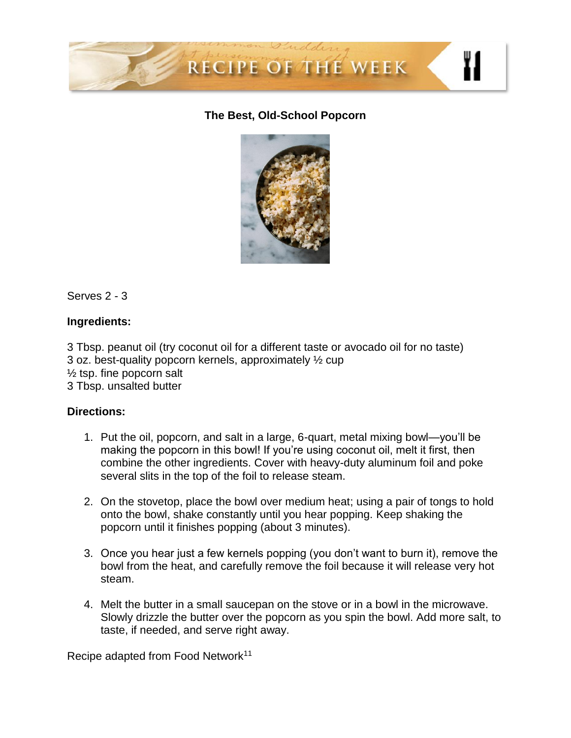## RECIPE OF THE WEEK

### The Best, Old-School Popcorn

Serves 2 - 3

**Ingredients:**

3 Tbsp. peanut oil (try coconut oil for a different taste or avocado oil for no taste)
3 oz. best-quality popcorn kernels, approximately ½ cup
½ tsp. fine popcorn salt
3 Tbsp. unsalted butter

**Directions:**

1. Put the oil, popcorn, and salt in a large, 6-quart, metal mixing bowl—you'll be making the popcorn in this bowl! If you're using coconut oil, melt it first, then combine the other ingredients. Cover with heavy-duty aluminum foil and poke several slits in the top of the foil to release steam.

2. On the stovetop, place the bowl over medium heat; using a pair of tongs to hold onto the bowl, shake constantly until you hear popping. Keep shaking the popcorn until it finishes popping (about 3 minutes).

3. Once you hear just a few kernels popping (you don't want to burn it), remove the bowl from the heat, and carefully remove the foil because it will release very hot steam.

4. Melt the butter in a small saucepan on the stove or in a bowl in the microwave. Slowly drizzle the butter over the popcorn as you spin the bowl. Add more salt, to taste, if needed, and serve right away.

Recipe adapted from Food Network[11]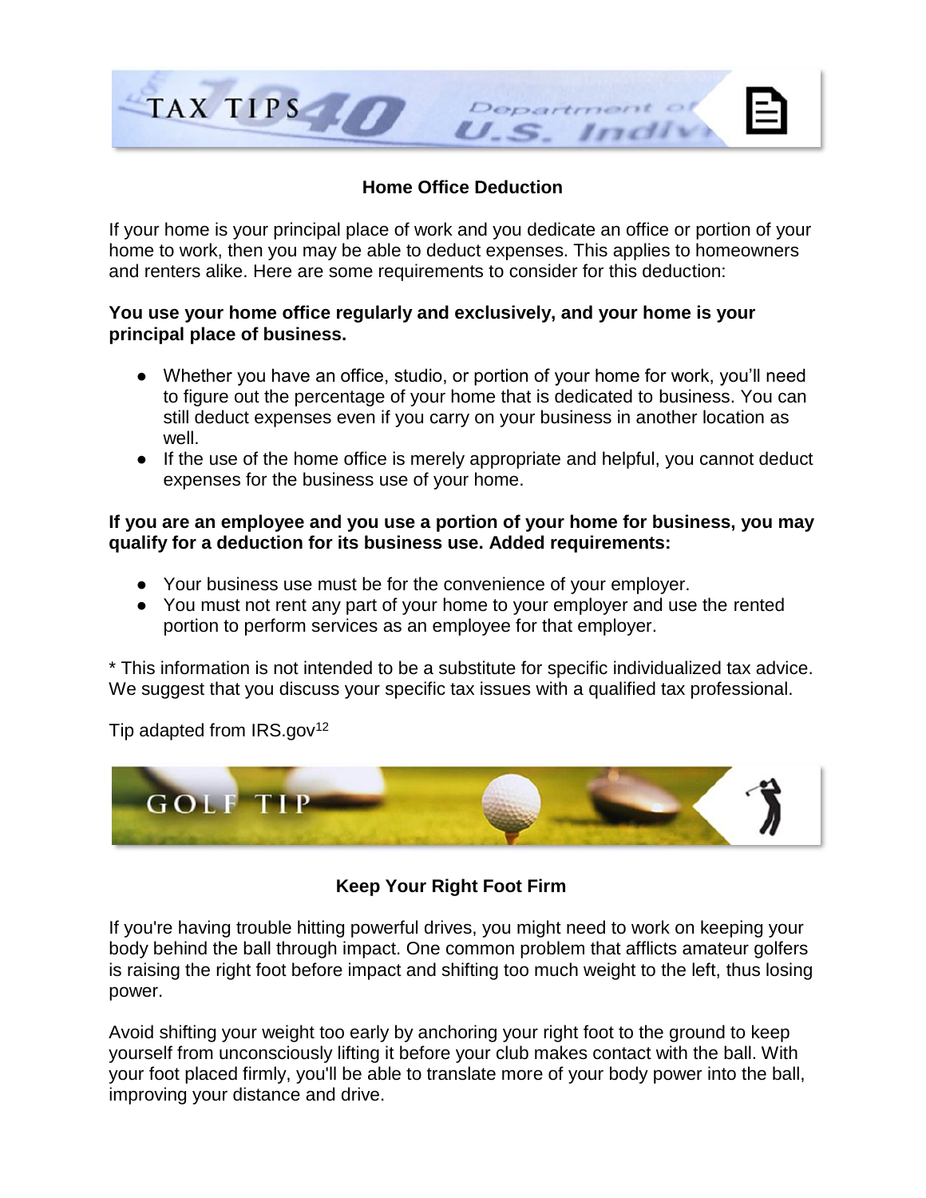TAX TIPS

## Home Office Deduction

If your home is your principal place of work and you dedicate an office or portion of your home to work, then you may be able to deduct expenses. This applies to homeowners and renters alike. Here are some requirements to consider for this deduction:

**You use your home office regularly and exclusively, and your home is your principal place of business.**

- Whether you have an office, studio, or portion of your home for work, you'll need to figure out the percentage of your home that is dedicated to business. You can still deduct expenses even if you carry on your business in another location as well.
- If the use of the home office is merely appropriate and helpful, you cannot deduct expenses for the business use of your home.

**If you are an employee and you use a portion of your home for business, you may qualify for a deduction for its business use. Added requirements:**

- Your business use must be for the convenience of your employer.
- You must not rent any part of your home to your employer and use the rented portion to perform services as an employee for that employer.

* This information is not intended to be a substitute for specific individualized tax advice. We suggest that you discuss your specific tax issues with a qualified tax professional.

Tip adapted from IRS.gov[12]

GOLF TIP

## Keep Your Right Foot Firm

If you're having trouble hitting powerful drives, you might need to work on keeping your body behind the ball through impact. One common problem that afflicts amateur golfers is raising the right foot before impact and shifting too much weight to the left, thus losing power.

Avoid shifting your weight too early by anchoring your right foot to the ground to keep yourself from unconsciously lifting it before your club makes contact with the ball. With your foot placed firmly, you'll be able to translate more of your body power into the ball, improving your distance and drive.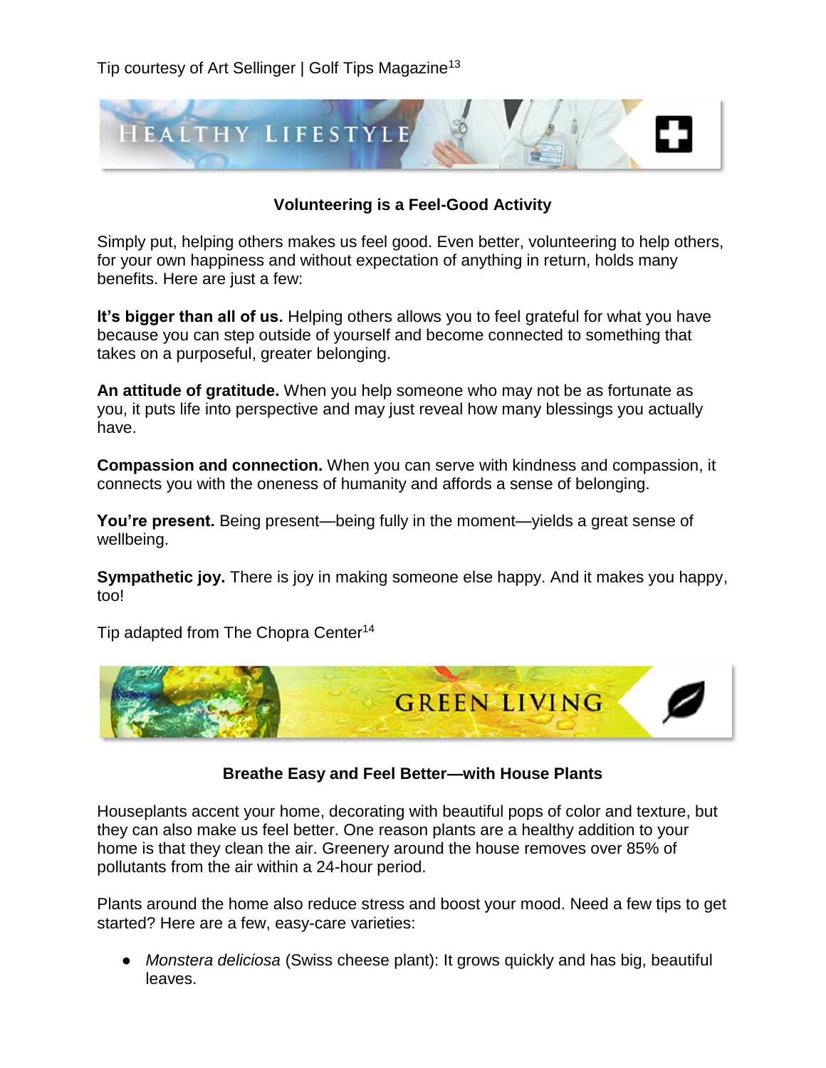Tip courtesy of Art Sellinger | Golf Tips Magazine[13]

## HEALTHY LIFESTYLE

### Volunteering is a Feel-Good Activity

Simply put, helping others makes us feel good. Even better, volunteering to help others, for your own happiness and without expectation of anything in return, holds many benefits. Here are just a few:

**It's bigger than all of us.** Helping others allows you to feel grateful for what you have because you can step outside of yourself and become connected to something that takes on a purposeful, greater belonging.

**An attitude of gratitude.** When you help someone who may not be as fortunate as you, it puts life into perspective and may just reveal how many blessings you actually have.

**Compassion and connection.** When you can serve with kindness and compassion, it connects you with the oneness of humanity and affords a sense of belonging.

**You're present.** Being present—being fully in the moment—yields a great sense of wellbeing.

**Sympathetic joy.** There is joy in making someone else happy. And it makes you happy, too!

Tip adapted from The Chopra Center[14]

## GREEN LIVING

### Breathe Easy and Feel Better—with House Plants

Houseplants accent your home, decorating with beautiful pops of color and texture, but they can also make us feel better. One reason plants are a healthy addition to your home is that they clean the air. Greenery around the house removes over 85% of pollutants from the air within a 24-hour period.

Plants around the home also reduce stress and boost your mood. Need a few tips to get started? Here are a few, easy-care varieties:

- *Monstera deliciosa* (Swiss cheese plant): It grows quickly and has big, beautiful leaves.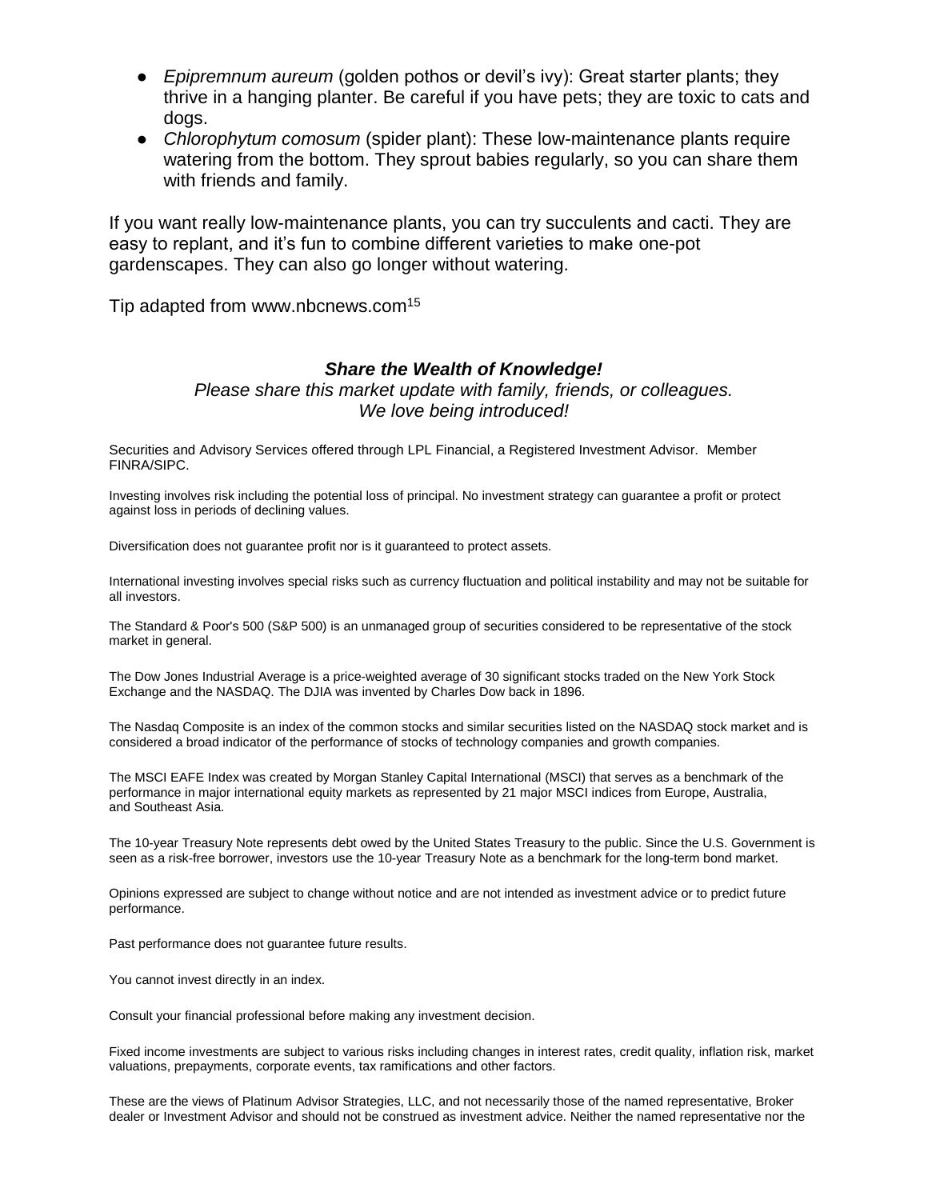- *Epipremnum aureum* (golden pothos or devil's ivy): Great starter plants; they thrive in a hanging planter. Be careful if you have pets; they are toxic to cats and dogs.
- *Chlorophytum comosum* (spider plant): These low-maintenance plants require watering from the bottom. They sprout babies regularly, so you can share them with friends and family.

If you want really low-maintenance plants, you can try succulents and cacti. They are easy to replant, and it's fun to combine different varieties to make one-pot gardenscapes. They can also go longer without watering.

Tip adapted from www.nbcnews.com[15]

***Share the Wealth of Knowledge!***

*Please share this market update with family, friends, or colleagues.*
*We love being introduced!*

Securities and Advisory Services offered through LPL Financial, a Registered Investment Advisor. Member FINRA/SIPC.

Investing involves risk including the potential loss of principal. No investment strategy can guarantee a profit or protect against loss in periods of declining values.

Diversification does not guarantee profit nor is it guaranteed to protect assets.

International investing involves special risks such as currency fluctuation and political instability and may not be suitable for all investors.

The Standard & Poor's 500 (S&P 500) is an unmanaged group of securities considered to be representative of the stock market in general.

The Dow Jones Industrial Average is a price-weighted average of 30 significant stocks traded on the New York Stock Exchange and the NASDAQ. The DJIA was invented by Charles Dow back in 1896.

The Nasdaq Composite is an index of the common stocks and similar securities listed on the NASDAQ stock market and is considered a broad indicator of the performance of stocks of technology companies and growth companies.

The MSCI EAFE Index was created by Morgan Stanley Capital International (MSCI) that serves as a benchmark of the performance in major international equity markets as represented by 21 major MSCI indices from Europe, Australia, and Southeast Asia.

The 10-year Treasury Note represents debt owed by the United States Treasury to the public. Since the U.S. Government is seen as a risk-free borrower, investors use the 10-year Treasury Note as a benchmark for the long-term bond market.

Opinions expressed are subject to change without notice and are not intended as investment advice or to predict future performance.

Past performance does not guarantee future results.

You cannot invest directly in an index.

Consult your financial professional before making any investment decision.

Fixed income investments are subject to various risks including changes in interest rates, credit quality, inflation risk, market valuations, prepayments, corporate events, tax ramifications and other factors.

These are the views of Platinum Advisor Strategies, LLC, and not necessarily those of the named representative, Broker dealer or Investment Advisor and should not be construed as investment advice. Neither the named representative nor the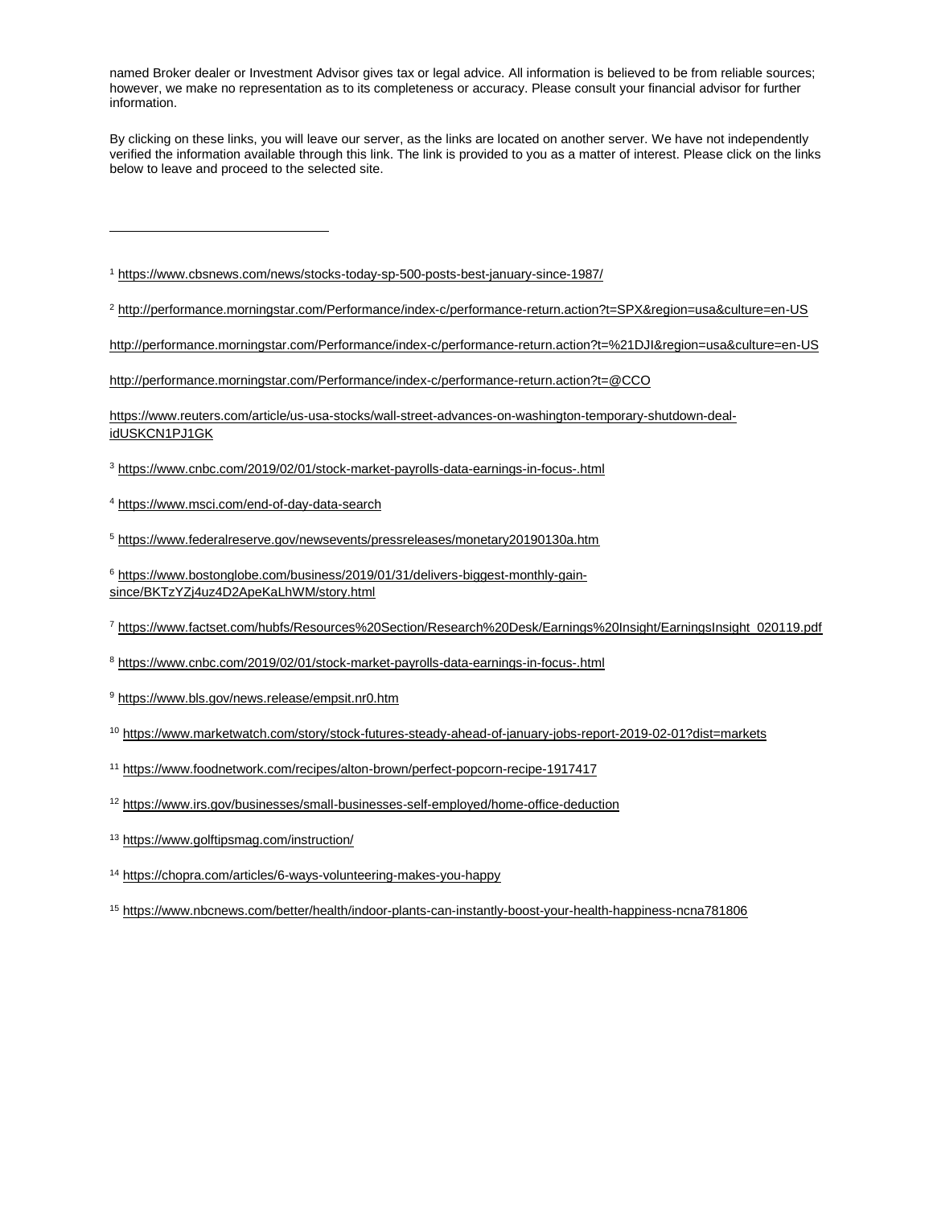named Broker dealer or Investment Advisor gives tax or legal advice. All information is believed to be from reliable sources; however, we make no representation as to its completeness or accuracy. Please consult your financial advisor for further information.

By clicking on these links, you will leave our server, as the links are located on another server. We have not independently verified the information available through this link. The link is provided to you as a matter of interest. Please click on the links below to leave and proceed to the selected site.

---

[1] https://www.cbsnews.com/news/stocks-today-sp-500-posts-best-january-since-1987/

[2] http://performance.morningstar.com/Performance/index-c/performance-return.action?t=SPX&region=usa&culture=en-US

http://performance.morningstar.com/Performance/index-c/performance-return.action?t=%21DJI&region=usa&culture=en-US

http://performance.morningstar.com/Performance/index-c/performance-return.action?t=@CCO

https://www.reuters.com/article/us-usa-stocks/wall-street-advances-on-washington-temporary-shutdown-deal-idUSKCN1PJ1GK

[3] https://www.cnbc.com/2019/02/01/stock-market-payrolls-data-earnings-in-focus-.html

[4] https://www.msci.com/end-of-day-data-search

[5] https://www.federalreserve.gov/newsevents/pressreleases/monetary20190130a.htm

[6] https://www.bostonglobe.com/business/2019/01/31/delivers-biggest-monthly-gain-since/BKTzYZj4uz4D2ApeKaLhWM/story.html

[7] https://www.factset.com/hubfs/Resources%20Section/Research%20Desk/Earnings%20Insight/EarningsInsight_020119.pdf

[8] https://www.cnbc.com/2019/02/01/stock-market-payrolls-data-earnings-in-focus-.html

[9] https://www.bls.gov/news.release/empsit.nr0.htm

[10] https://www.marketwatch.com/story/stock-futures-steady-ahead-of-january-jobs-report-2019-02-01?dist=markets

[11] https://www.foodnetwork.com/recipes/alton-brown/perfect-popcorn-recipe-1917417

[12] https://www.irs.gov/businesses/small-businesses-self-employed/home-office-deduction

[13] https://www.golftipsmag.com/instruction/

[14] https://chopra.com/articles/6-ways-volunteering-makes-you-happy

[15] https://www.nbcnews.com/better/health/indoor-plants-can-instantly-boost-your-health-happiness-ncna781806